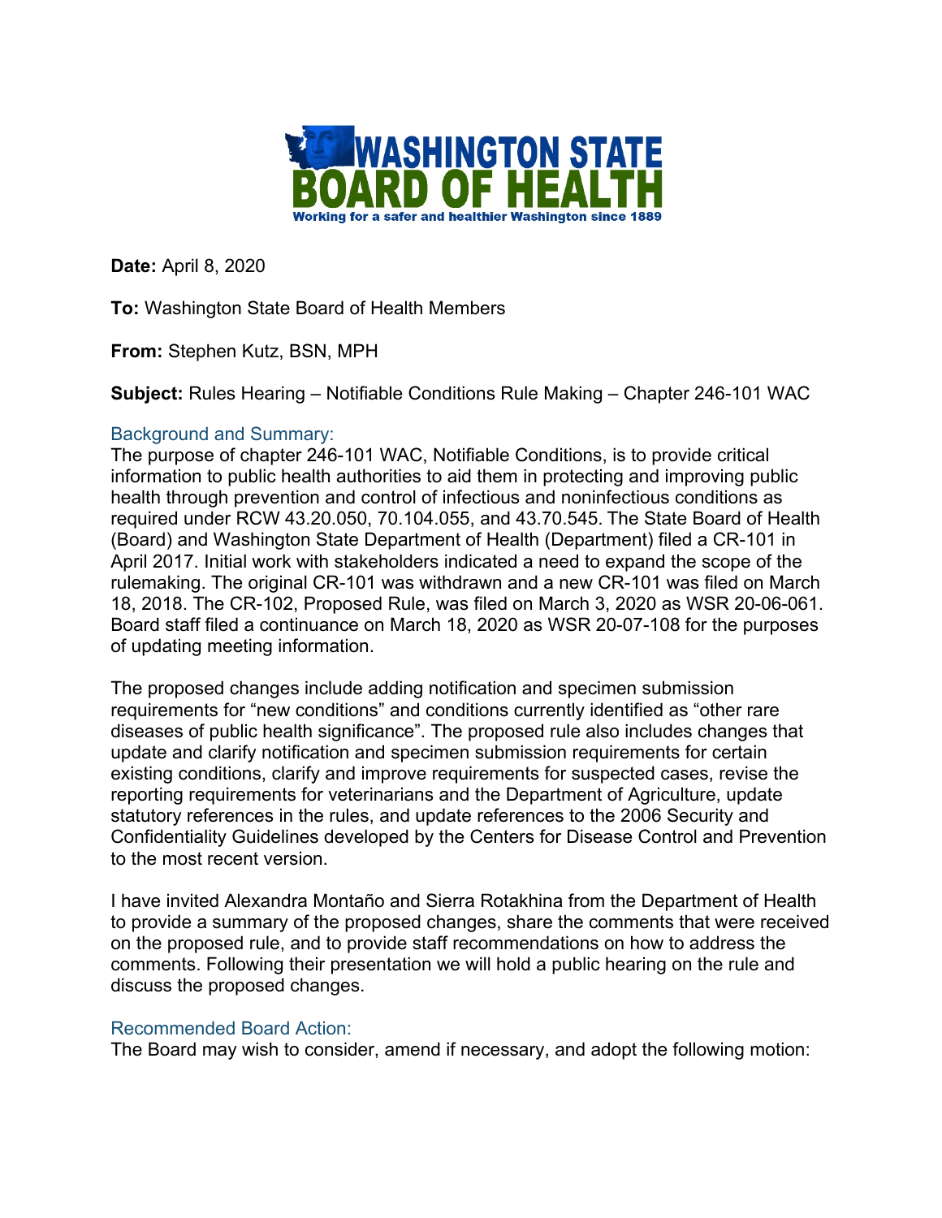WASHINGTON STATE BOARD OF HEALTH

Working for a safer and healthier Washington since 1889

**Date:** April 8, 2020

**To:** Washington State Board of Health Members

**From:** Stephen Kutz, BSN, MPH

**Subject:** Rules Hearing – Notifiable Conditions Rule Making – Chapter 246-101 WAC

### Background and Summary:

The purpose of chapter 246-101 WAC, Notifiable Conditions, is to provide critical information to public health authorities to aid them in protecting and improving public health through prevention and control of infectious and noninfectious conditions as required under RCW 43.20.050, 70.104.055, and 43.70.545. The State Board of Health (Board) and Washington State Department of Health (Department) filed a CR-101 in April 2017. Initial work with stakeholders indicated a need to expand the scope of the rulemaking. The original CR-101 was withdrawn and a new CR-101 was filed on March 18, 2018. The CR-102, Proposed Rule, was filed on March 3, 2020 as WSR 20-06-061. Board staff filed a continuance on March 18, 2020 as WSR 20-07-108 for the purposes of updating meeting information.

The proposed changes include adding notification and specimen submission requirements for "new conditions" and conditions currently identified as "other rare diseases of public health significance". The proposed rule also includes changes that update and clarify notification and specimen submission requirements for certain existing conditions, clarify and improve requirements for suspected cases, revise the reporting requirements for veterinarians and the Department of Agriculture, update statutory references in the rules, and update references to the 2006 Security and Confidentiality Guidelines developed by the Centers for Disease Control and Prevention to the most recent version.

I have invited Alexandra Montaño and Sierra Rotakhina from the Department of Health to provide a summary of the proposed changes, share the comments that were received on the proposed rule, and to provide staff recommendations on how to address the comments. Following their presentation we will hold a public hearing on the rule and discuss the proposed changes.

### Recommended Board Action:

The Board may wish to consider, amend if necessary, and adopt the following motion: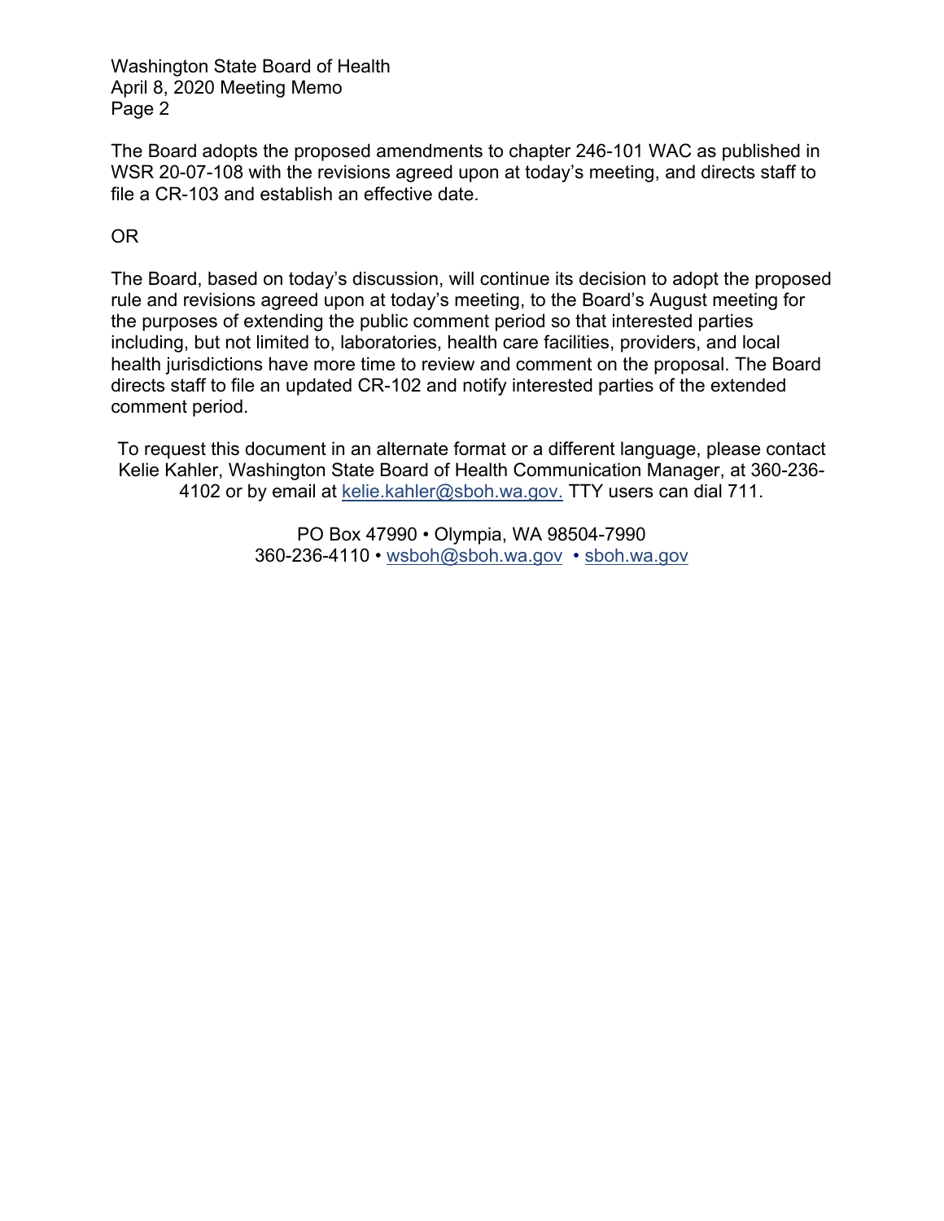The Board adopts the proposed amendments to chapter 246-101 WAC as published in WSR 20-07-108 with the revisions agreed upon at today's meeting, and directs staff to file a CR-103 and establish an effective date.

OR

The Board, based on today's discussion, will continue its decision to adopt the proposed rule and revisions agreed upon at today's meeting, to the Board's August meeting for the purposes of extending the public comment period so that interested parties including, but not limited to, laboratories, health care facilities, providers, and local health jurisdictions have more time to review and comment on the proposal. The Board directs staff to file an updated CR-102 and notify interested parties of the extended comment period.

To request this document in an alternate format or a different language, please contact Kelie Kahler, Washington State Board of Health Communication Manager, at 360-236-4102 or by email at kelie.kahler@sboh.wa.gov. TTY users can dial 711.

PO Box 47990 • Olympia, WA 98504-7990
360-236-4110 • wsboh@sboh.wa.gov • sboh.wa.gov